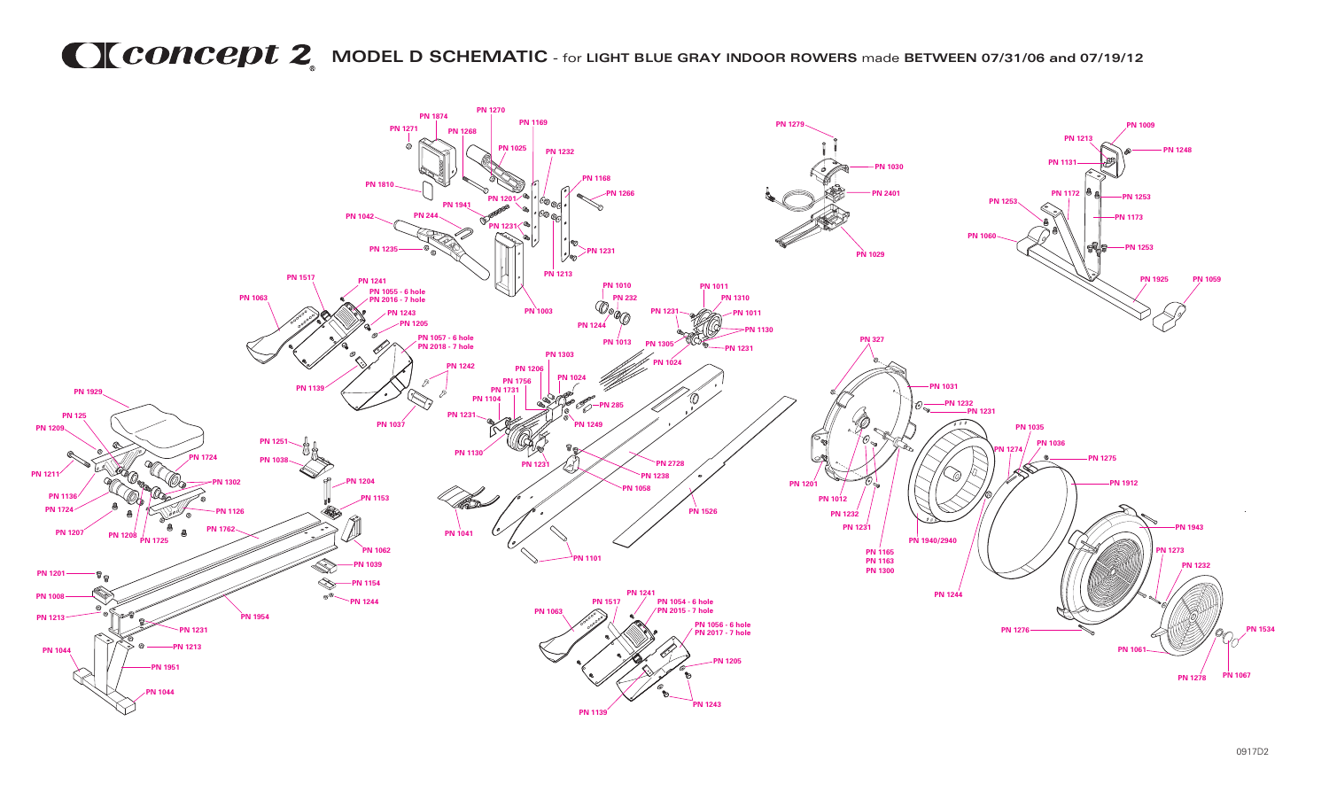# Concept 2 MODEL D SCHEMATIC - for LIGHT BLUE GRAY INDOOR ROWERS made BETWEEN 07/31/06 and 07/19/12

PN 1874
PN 1270
PN 1271
PN 1268
PN 1169
PN 1025
PN 1232
PN 1810
PN 1168
PN 1266
PN 1941
PN 1201
PN 1042
PN 244
PN 1231
PN 1235
PN 1231
PN 1213
PN 1003
PN 1517
PN 1241
PN 1063
PN 1055 - 6 hole
PN 2016 - 7 hole
PN 1243
PN 1205
PN 1057 - 6 hole
PN 2018 - 7 hole
PN 1139
PN 1242
PN 1037
PN 1010
PN 232
PN 1244
PN 1013
PN 1011
PN 1310
PN 1231
PN 1011
PN 1130
PN 1305
PN 1231
PN 1024
PN 1303
PN 1206
PN 1024
PN 1756
PN 1731
PN 1104
PN 285
PN 1231
PN 1249
PN 1130
PN 1231
PN 2728
PN 1238
PN 1058
PN 1526
PN 1041
PN 1101
PN 1929
PN 125
PN 1209
PN 1724
PN 1211
PN 1302
PN 1136
PN 1724
PN 1126
PN 1207
PN 1208
PN 1725
PN 1762
PN 1251
PN 1038
PN 1204
PN 1153
PN 1062
PN 1039
PN 1154
PN 1244
PN 1201
PN 1008
PN 1213
PN 1954
PN 1231
PN 1213
PN 1044
PN 1951
PN 1044
PN 1241
PN 1517
PN 1054 - 6 hole
PN 2015 - 7 hole
PN 1063
PN 1056 - 6 hole
PN 2017 - 7 hole
PN 1205
PN 1243
PN 1139
PN 1279
PN 1030
PN 2401
PN 1029
PN 327
PN 1031
PN 1232
PN 1231
PN 1201
PN 1012
PN 1232
PN 1231
PN 1165
PN 1163
PN 1300
PN 1940/2940
PN 1244
PN 1035
PN 1036
PN 1274
PN 1275
PN 1912
PN 1943
PN 1273
PN 1232
PN 1276
PN 1534
PN 1061
PN 1278
PN 1067
PN 1009
PN 1213
PN 1248
PN 1131
PN 1172
PN 1253
PN 1253
PN 1173
PN 1060
PN 1253
PN 1925
PN 1059

0917D2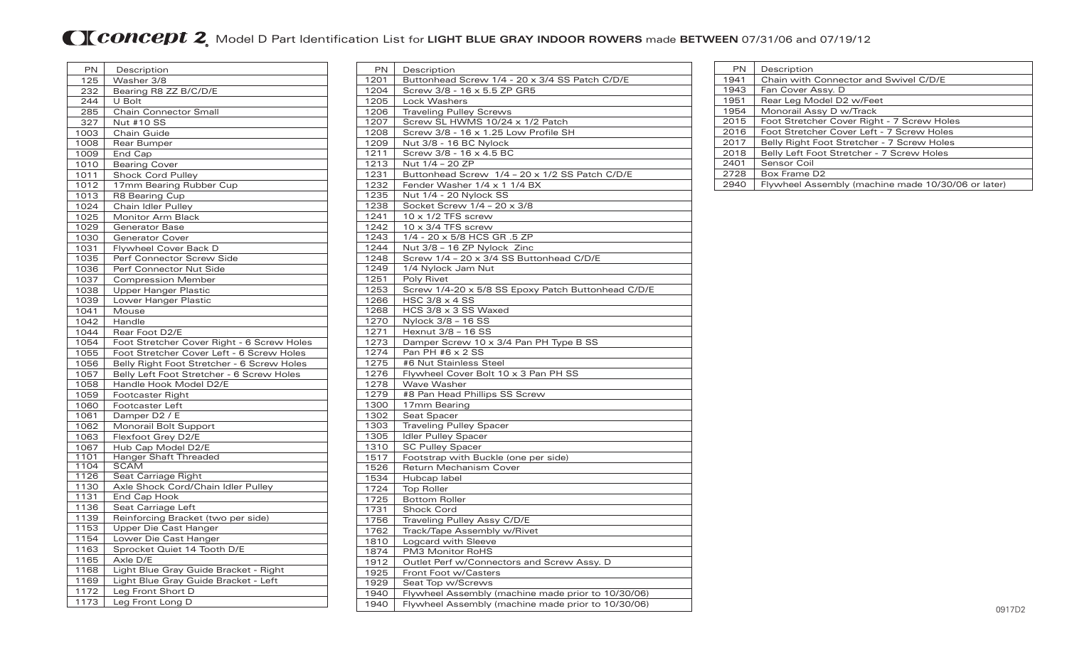# Concept 2 Model D Part Identification List for **LIGHT BLUE GRAY INDOOR ROWERS** made **BETWEEN** 07/31/06 and 07/19/12

| PN | Description |
| --- | --- |
| 125 | Washer 3/8 |
| 232 | Bearing R8 ZZ B/C/D/E |
| 244 | U Bolt |
| 285 | Chain Connector Small |
| 327 | Nut #10 SS |
| 1003 | Chain Guide |
| 1008 | Rear Bumper |
| 1009 | End Cap |
| 1010 | Bearing Cover |
| 1011 | Shock Cord Pulley |
| 1012 | 17mm Bearing Rubber Cup |
| 1013 | R8 Bearing Cup |
| 1024 | Chain Idler Pulley |
| 1025 | Monitor Arm Black |
| 1029 | Generator Base |
| 1030 | Generator Cover |
| 1031 | Flywheel Cover Back D |
| 1035 | Perf Connector Screw Side |
| 1036 | Perf Connector Nut Side |
| 1037 | Compression Member |
| 1038 | Upper Hanger Plastic |
| 1039 | Lower Hanger Plastic |
| 1041 | Mouse |
| 1042 | Handle |
| 1044 | Rear Foot D2/E |
| 1054 | Foot Stretcher Cover Right - 6 Screw Holes |
| 1055 | Foot Stretcher Cover Left - 6 Screw Holes |
| 1056 | Belly Right Foot Stretcher - 6 Screw Holes |
| 1057 | Belly Left Foot Stretcher - 6 Screw Holes |
| 1058 | Handle Hook Model D2/E |
| 1059 | Footcaster Right |
| 1060 | Footcaster Left |
| 1061 | Damper D2 / E |
| 1062 | Monorail Bolt Support |
| 1063 | Flexfoot Grey D2/E |
| 1067 | Hub Cap Model D2/E |
| 1101 | Hanger Shaft Threaded |
| 1104 | SCAM |
| 1126 | Seat Carriage Right |
| 1130 | Axle Shock Cord/Chain Idler Pulley |
| 1131 | End Cap Hook |
| 1136 | Seat Carriage Left |
| 1139 | Reinforcing Bracket (two per side) |
| 1153 | Upper Die Cast Hanger |
| 1154 | Lower Die Cast Hanger |
| 1163 | Sprocket Quiet 14 Tooth D/E |
| 1165 | Axle D/E |
| 1168 | Light Blue Gray Guide Bracket - Right |
| 1169 | Light Blue Gray Guide Bracket - Left |
| 1172 | Leg Front Short D |
| 1173 | Leg Front Long D |

| PN | Description |
| --- | --- |
| 1201 | Buttonhead Screw 1/4 - 20 x 3/4 SS Patch C/D/E |
| 1204 | Screw 3/8 - 16 x 5.5 ZP GR5 |
| 1205 | Lock Washers |
| 1206 | Traveling Pulley Screws |
| 1207 | Screw SL HWMS 10/24 x 1/2 Patch |
| 1208 | Screw 3/8 - 16 x 1.25 Low Profile SH |
| 1209 | Nut 3/8 - 16 BC Nylock |
| 1211 | Screw 3/8 - 16 x 4.5 BC |
| 1213 | Nut 1/4 – 20 ZP |
| 1231 | Buttonhead Screw 1/4 – 20 x 1/2 SS Patch C/D/E |
| 1232 | Fender Washer 1/4 x 1 1/4 BX |
| 1235 | Nut 1/4 - 20 Nylock SS |
| 1238 | Socket Screw 1/4 – 20 x 3/8 |
| 1241 | 10 x 1/2 TFS screw |
| 1242 | 10 x 3/4 TFS screw |
| 1243 | 1/4 - 20 x 5/8 HCS GR .5 ZP |
| 1244 | Nut 3/8 – 16 ZP Nylock Zinc |
| 1248 | Screw 1/4 – 20 x 3/4 SS Buttonhead C/D/E |
| 1249 | 1/4 Nylock Jam Nut |
| 1251 | Poly Rivet |
| 1253 | Screw 1/4-20 x 5/8 SS Epoxy Patch Buttonhead C/D/E |
| 1266 | HSC 3/8 x 4 SS |
| 1268 | HCS 3/8 x 3 SS Waxed |
| 1270 | Nylock 3/8 – 16 SS |
| 1271 | Hexnut 3/8 – 16 SS |
| 1273 | Damper Screw 10 x 3/4 Pan PH Type B SS |
| 1274 | Pan PH #6 x 2 SS |
| 1275 | #6 Nut Stainless Steel |
| 1276 | Flywheel Cover Bolt 10 x 3 Pan PH SS |
| 1278 | Wave Washer |
| 1279 | #8 Pan Head Phillips SS Screw |
| 1300 | 17mm Bearing |
| 1302 | Seat Spacer |
| 1303 | Traveling Pulley Spacer |
| 1305 | Idler Pulley Spacer |
| 1310 | SC Pulley Spacer |
| 1517 | Footstrap with Buckle (one per side) |
| 1526 | Return Mechanism Cover |
| 1534 | Hubcap label |
| 1724 | Top Roller |
| 1725 | Bottom Roller |
| 1731 | Shock Cord |
| 1756 | Traveling Pulley Assy C/D/E |
| 1762 | Track/Tape Assembly w/Rivet |
| 1810 | Logcard with Sleeve |
| 1874 | PM3 Monitor RoHS |
| 1912 | Outlet Perf w/Connectors and Screw Assy. D |
| 1925 | Front Foot w/Casters |
| 1929 | Seat Top w/Screws |
| 1940 | Flywheel Assembly (machine made prior to 10/30/06) |
| 1940 | Flywheel Assembly (machine made prior to 10/30/06) |

| PN | Description |
| --- | --- |
| 1941 | Chain with Connector and Swivel C/D/E |
| 1943 | Fan Cover Assy. D |
| 1951 | Rear Leg Model D2 w/Feet |
| 1954 | Monorail Assy D w/Track |
| 2015 | Foot Stretcher Cover Right - 7 Screw Holes |
| 2016 | Foot Stretcher Cover Left - 7 Screw Holes |
| 2017 | Belly Right Foot Stretcher - 7 Screw Holes |
| 2018 | Belly Left Foot Stretcher - 7 Screw Holes |
| 2401 | Sensor Coil |
| 2728 | Box Frame D2 |
| 2940 | Flywheel Assembly (machine made 10/30/06 or later) |

0917D2